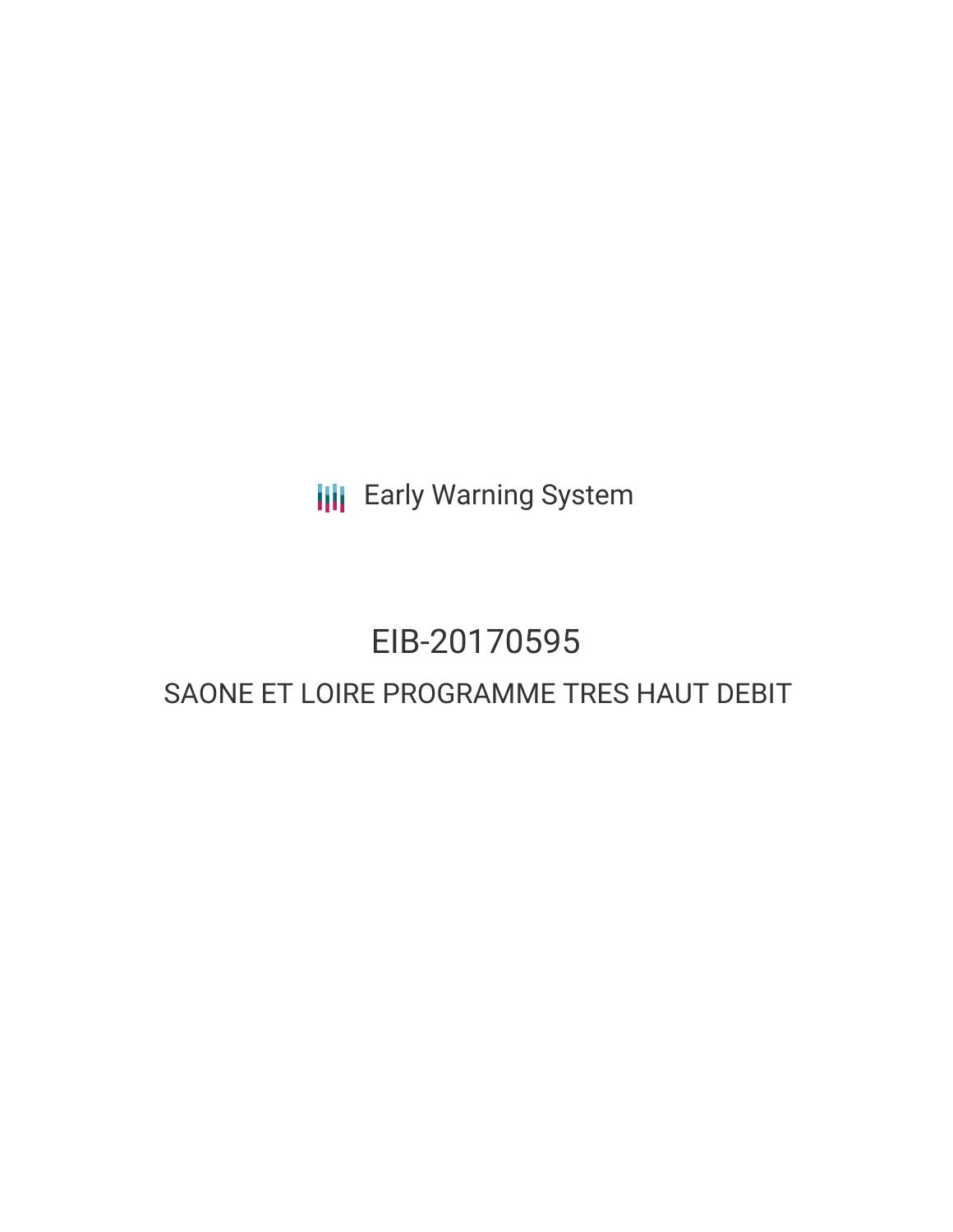Early Warning System

# EIB-20170595

## SAONE ET LOIRE PROGRAMME TRES HAUT DEBIT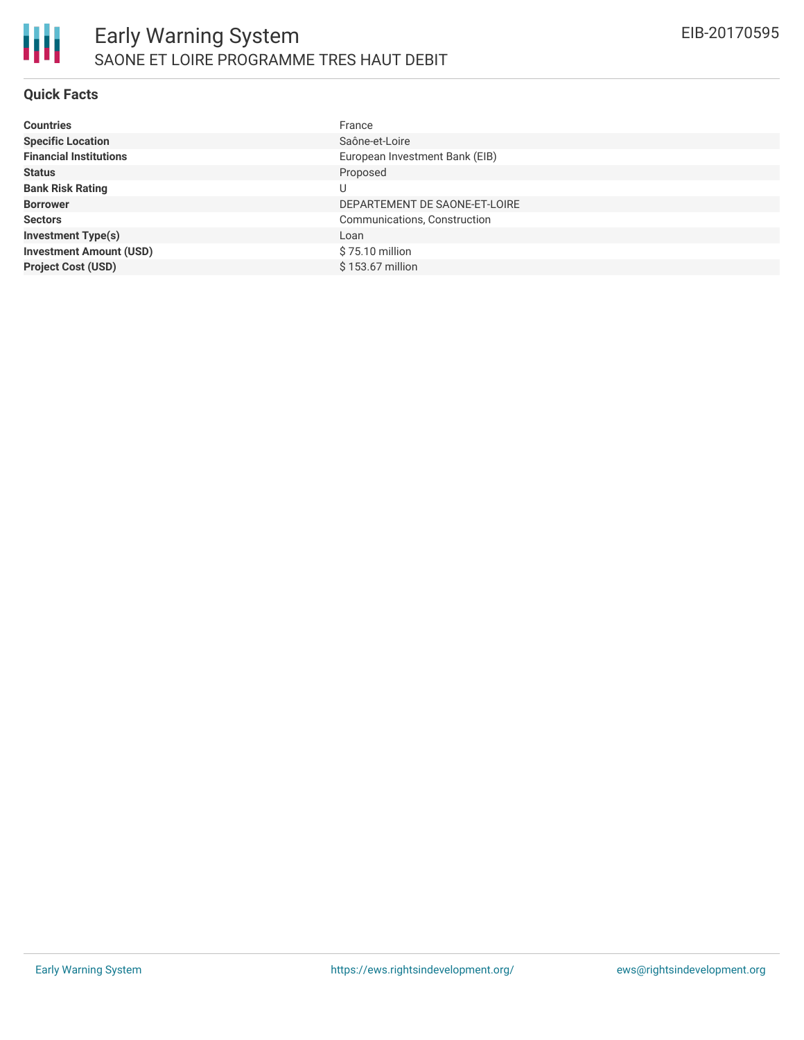## Quick Facts

| | |
|---|---|
| **Countries** | France |
| **Specific Location** | Saône-et-Loire |
| **Financial Institutions** | European Investment Bank (EIB) |
| **Status** | Proposed |
| **Bank Risk Rating** | U |
| **Borrower** | DEPARTEMENT DE SAONE-ET-LOIRE |
| **Sectors** | Communications, Construction |
| **Investment Type(s)** | Loan |
| **Investment Amount (USD)** | $ 75.10 million |
| **Project Cost (USD)** | $ 153.67 million |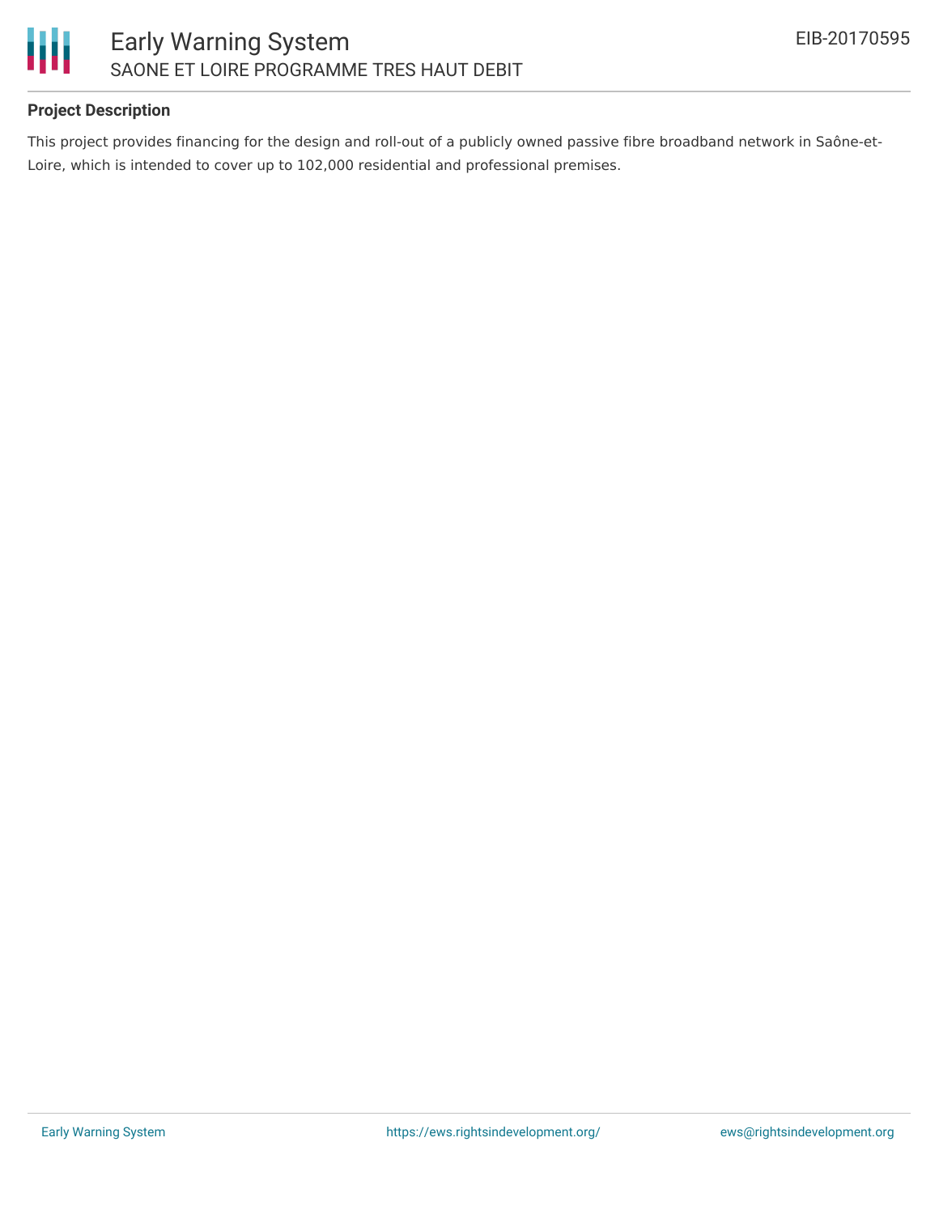## Project Description

This project provides financing for the design and roll-out of a publicly owned passive fibre broadband network in Saône-et-Loire, which is intended to cover up to 102,000 residential and professional premises.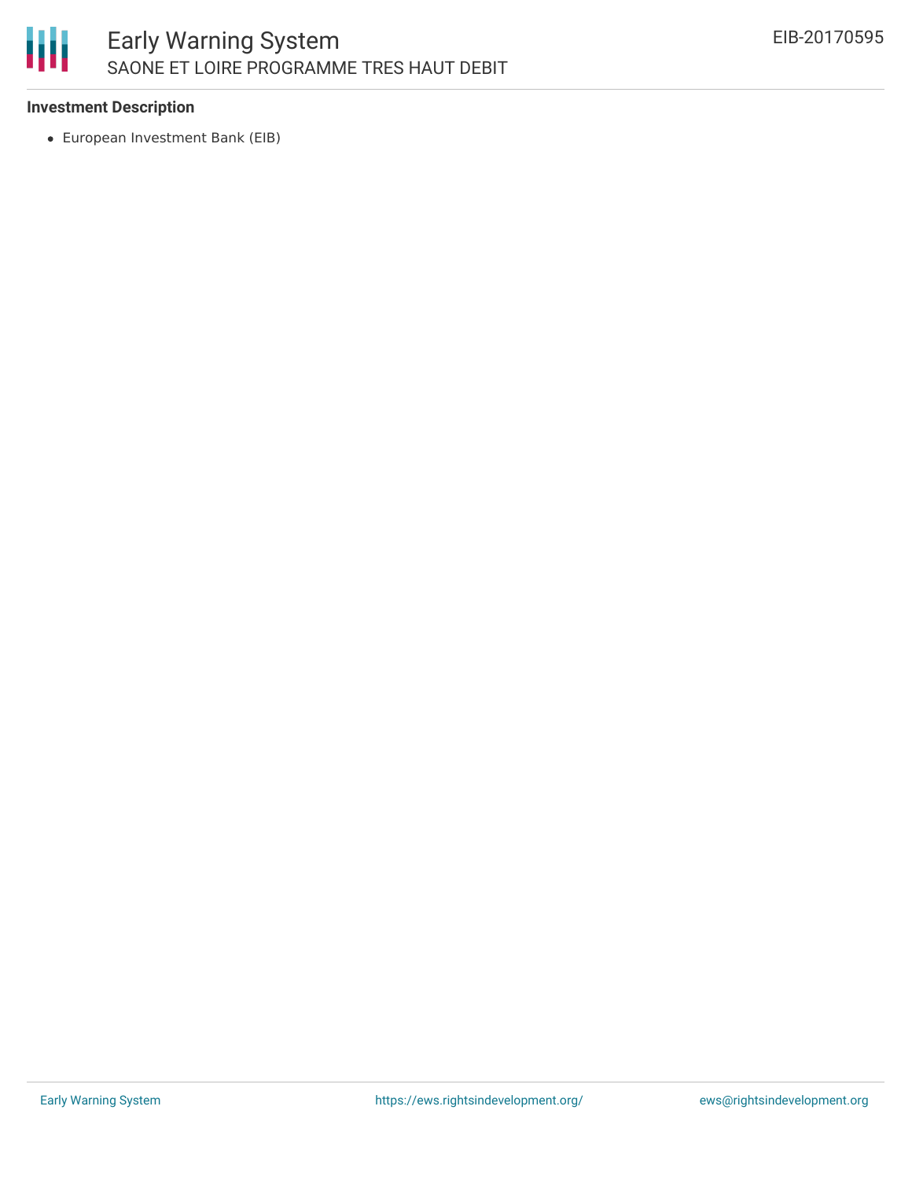**Investment Description**

- European Investment Bank (EIB)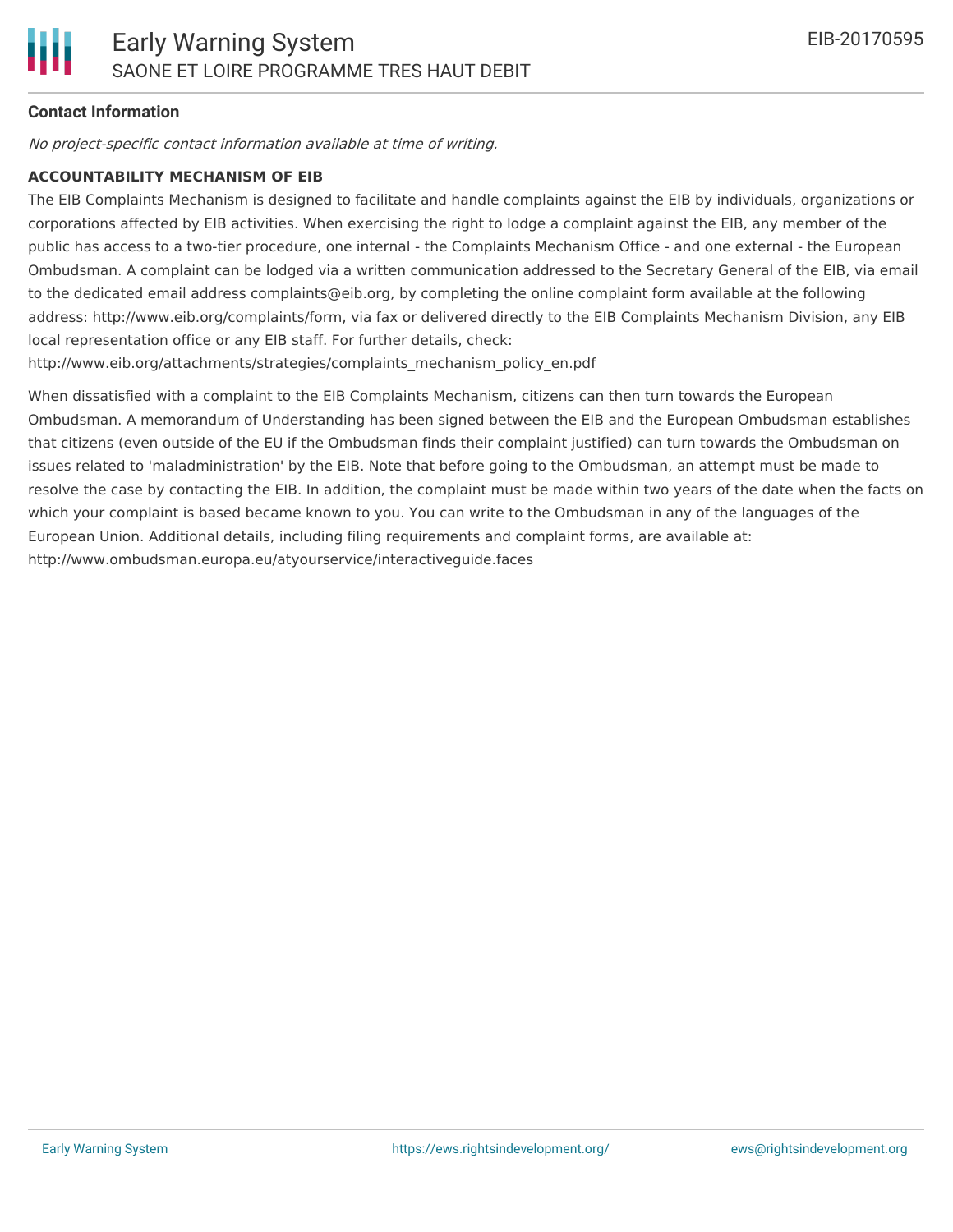**Contact Information**

*No project-specific contact information available at time of writing.*

**ACCOUNTABILITY MECHANISM OF EIB**

The EIB Complaints Mechanism is designed to facilitate and handle complaints against the EIB by individuals, organizations or corporations affected by EIB activities. When exercising the right to lodge a complaint against the EIB, any member of the public has access to a two-tier procedure, one internal - the Complaints Mechanism Office - and one external - the European Ombudsman. A complaint can be lodged via a written communication addressed to the Secretary General of the EIB, via email to the dedicated email address complaints@eib.org, by completing the online complaint form available at the following address: http://www.eib.org/complaints/form, via fax or delivered directly to the EIB Complaints Mechanism Division, any EIB local representation office or any EIB staff. For further details, check: http://www.eib.org/attachments/strategies/complaints_mechanism_policy_en.pdf

When dissatisfied with a complaint to the EIB Complaints Mechanism, citizens can then turn towards the European Ombudsman. A memorandum of Understanding has been signed between the EIB and the European Ombudsman establishes that citizens (even outside of the EU if the Ombudsman finds their complaint justified) can turn towards the Ombudsman on issues related to 'maladministration' by the EIB. Note that before going to the Ombudsman, an attempt must be made to resolve the case by contacting the EIB. In addition, the complaint must be made within two years of the date when the facts on which your complaint is based became known to you. You can write to the Ombudsman in any of the languages of the European Union. Additional details, including filing requirements and complaint forms, are available at: http://www.ombudsman.europa.eu/atyourservice/interactiveguide.faces